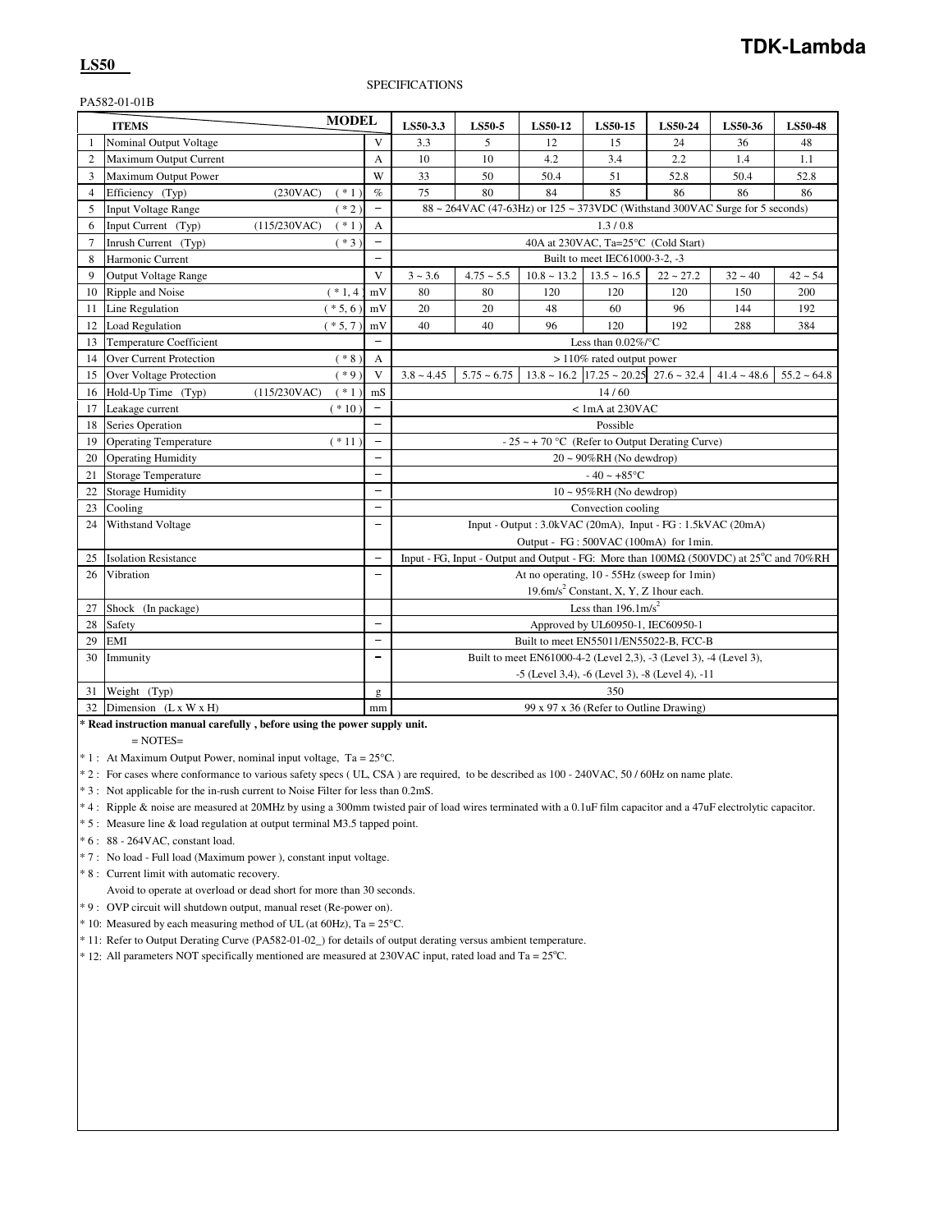**TDK-Lambda**

**LS50**

SPECIFICATIONS

PA582-01-01B

| | ITEMS | | MODEL | LS50-3.3 | LS50-5 | LS50-12 | LS50-15 | LS50-24 | LS50-36 | LS50-48 |
|---|---|---|---|---|---|---|---|---|---|---|
| 1 | Nominal Output Voltage | | V | 3.3 | 5 | 12 | 15 | 24 | 36 | 48 |
| 2 | Maximum Output Current | | A | 10 | 10 | 4.2 | 3.4 | 2.2 | 1.4 | 1.1 |
| 3 | Maximum Output Power | | W | 33 | 50 | 50.4 | 51 | 52.8 | 50.4 | 52.8 |
| 4 | Efficiency (Typ) (230VAC) | ( * 1 ) | % | 75 | 80 | 84 | 85 | 86 | 86 | 86 |
| 5 | Input Voltage Range | ( * 2 ) | – | 88 ~ 264VAC (47-63Hz) or 125 ~ 373VDC (Withstand 300VAC Surge for 5 seconds) | | | | | | |
| 6 | Input Current (Typ) (115/230VAC) | ( * 1 ) | A | 1.3 / 0.8 | | | | | | |
| 7 | Inrush Current (Typ) | ( * 3 ) | – | 40A at 230VAC, Ta=25°C (Cold Start) | | | | | | |
| 8 | Harmonic Current | | – | Built to meet IEC61000-3-2, -3 | | | | | | |
| 9 | Output Voltage Range | | V | 3 ~ 3.6 | 4.75 ~ 5.5 | 10.8 ~ 13.2 | 13.5 ~ 16.5 | 22 ~ 27.2 | 32 ~ 40 | 42 ~ 54 |
| 10 | Ripple and Noise | ( * 1, 4 ) | mV | 80 | 80 | 120 | 120 | 120 | 150 | 200 |
| 11 | Line Regulation | ( * 5, 6 ) | mV | 20 | 20 | 48 | 60 | 96 | 144 | 192 |
| 12 | Load Regulation | ( * 5, 7 ) | mV | 40 | 40 | 96 | 120 | 192 | 288 | 384 |
| 13 | Temperature Coefficient | | – | Less than 0.02%/°C | | | | | | |
| 14 | Over Current Protection | ( * 8 ) | A | > 110% rated output power | | | | | | |
| 15 | Over Voltage Protection | ( * 9 ) | V | 3.8 ~ 4.45 | 5.75 ~ 6.75 | 13.8 ~ 16.2 | 17.25 ~ 20.25 | 27.6 ~ 32.4 | 41.4 ~ 48.6 | 55.2 ~ 64.8 |
| 16 | Hold-Up Time (Typ) (115/230VAC) | ( * 1 ) | mS | 14 / 60 | | | | | | |
| 17 | Leakage current | ( * 10 ) | – | < 1mA at 230VAC | | | | | | |
| 18 | Series Operation | | – | Possible | | | | | | |
| 19 | Operating Temperature | ( * 11 ) | – | - 25 ~ + 70 °C (Refer to Output Derating Curve) | | | | | | |
| 20 | Operating Humidity | | – | 20 ~ 90%RH (No dewdrop) | | | | | | |
| 21 | Storage Temperature | | – | - 40 ~ +85°C | | | | | | |
| 22 | Storage Humidity | | – | 10 ~ 95%RH (No dewdrop) | | | | | | |
| 23 | Cooling | | – | Convection cooling | | | | | | |
| 24 | Withstand Voltage | | – | Input - Output : 3.0kVAC (20mA), Input - FG : 1.5kVAC (20mA) Output - FG : 500VAC (100mA) for 1min. | | | | | | |
| 25 | Isolation Resistance | | – | Input - FG, Input - Output and Output - FG: More than 100MΩ (500VDC) at 25°C and 70%RH | | | | | | |
| 26 | Vibration | | – | At no operating, 10 - 55Hz (sweep for 1min) 19.6m/s² Constant, X, Y, Z 1hour each. | | | | | | |
| 27 | Shock (In package) | | | Less than 196.1m/s² | | | | | | |
| 28 | Safety | | – | Approved by UL60950-1, IEC60950-1 | | | | | | |
| 29 | EMI | | – | Built to meet EN55011/EN55022-B, FCC-B | | | | | | |
| 30 | Immunity | | – | Built to meet EN61000-4-2 (Level 2,3), -3 (Level 3), -4 (Level 3), -5 (Level 3,4), -6 (Level 3), -8 (Level 4), -11 | | | | | | |
| 31 | Weight (Typ) | | g | 350 | | | | | | |
| 32 | Dimension (L x W x H) | | mm | 99 x 97 x 36 (Refer to Outline Drawing) | | | | | | |

**\* Read instruction manual carefully , before using the power supply unit.**

= NOTES=

* 1 : At Maximum Output Power, nominal input voltage, Ta = 25°C.
* 2 : For cases where conformance to various safety specs ( UL, CSA ) are required, to be described as 100 - 240VAC, 50 / 60Hz on name plate.
* 3 : Not applicable for the in-rush current to Noise Filter for less than 0.2mS.
* 4 : Ripple & noise are measured at 20MHz by using a 300mm twisted pair of load wires terminated with a 0.1uF film capacitor and a 47uF electrolytic capacitor.
* 5 : Measure line & load regulation at output terminal M3.5 tapped point.
* 6 : 88 - 264VAC, constant load.
* 7 : No load - Full load (Maximum power ), constant input voltage.
* 8 : Current limit with automatic recovery.
  Avoid to operate at overload or dead short for more than 30 seconds.
* 9 : OVP circuit will shutdown output, manual reset (Re-power on).
* 10: Measured by each measuring method of UL (at 60Hz), Ta = 25°C.
* 11: Refer to Output Derating Curve (PA582-01-02_) for details of output derating versus ambient temperature.
* 12: All parameters NOT specifically mentioned are measured at 230VAC input, rated load and Ta = 25°C.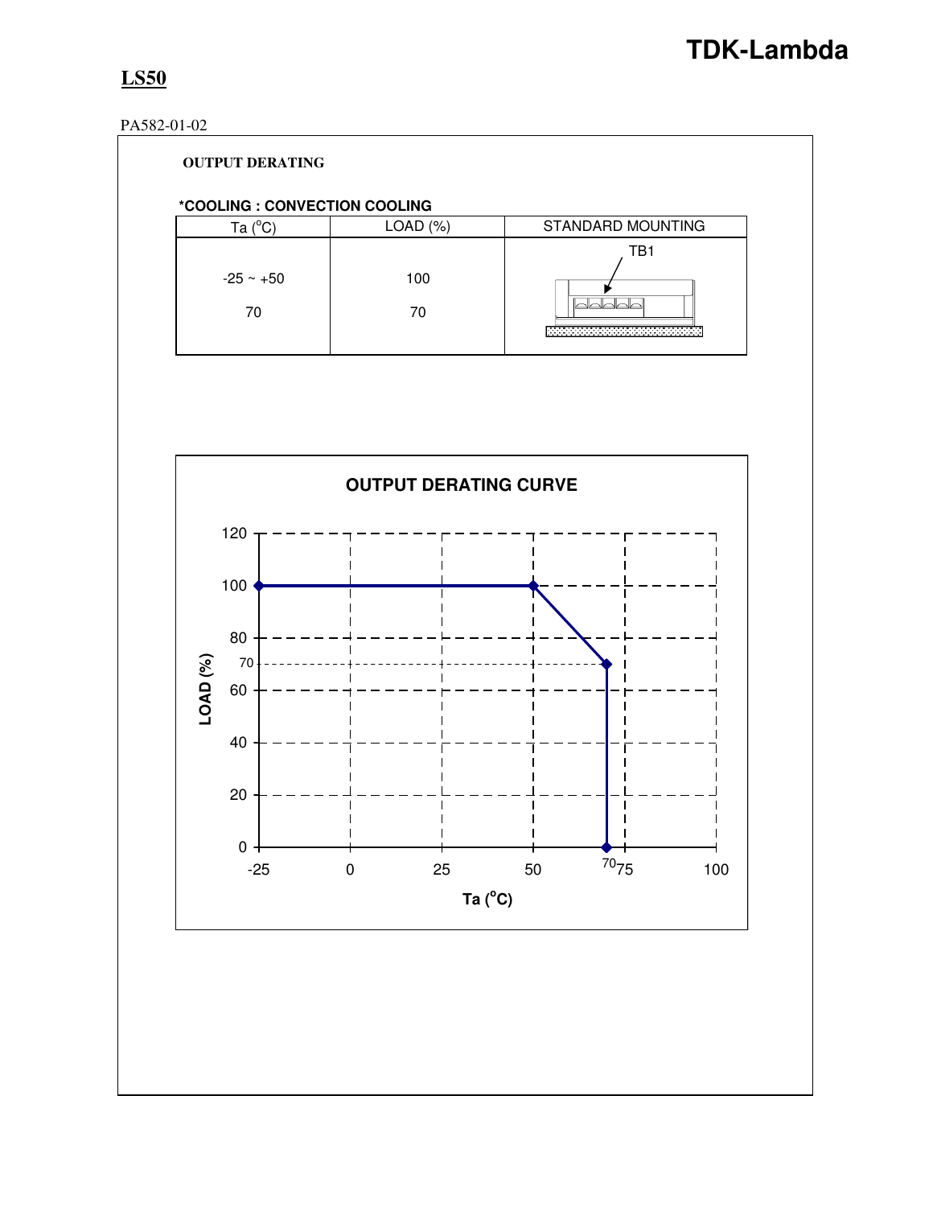## LS50

PA582-01-02

**OUTPUT DERATING**

**\*COOLING : CONVECTION COOLING**

| Ta ($^oC$) | LOAD (%) | STANDARD MOUNTING |
| --- | --- | --- |
| -25 ~ +50 | 100 | TB1 |
| 70 | 70 | |

**OUTPUT DERATING CURVE**

LOAD (%)

120
100
80
70
60
40
20
0

-25
0
25
50
70
75
100

Ta ($^oC$)